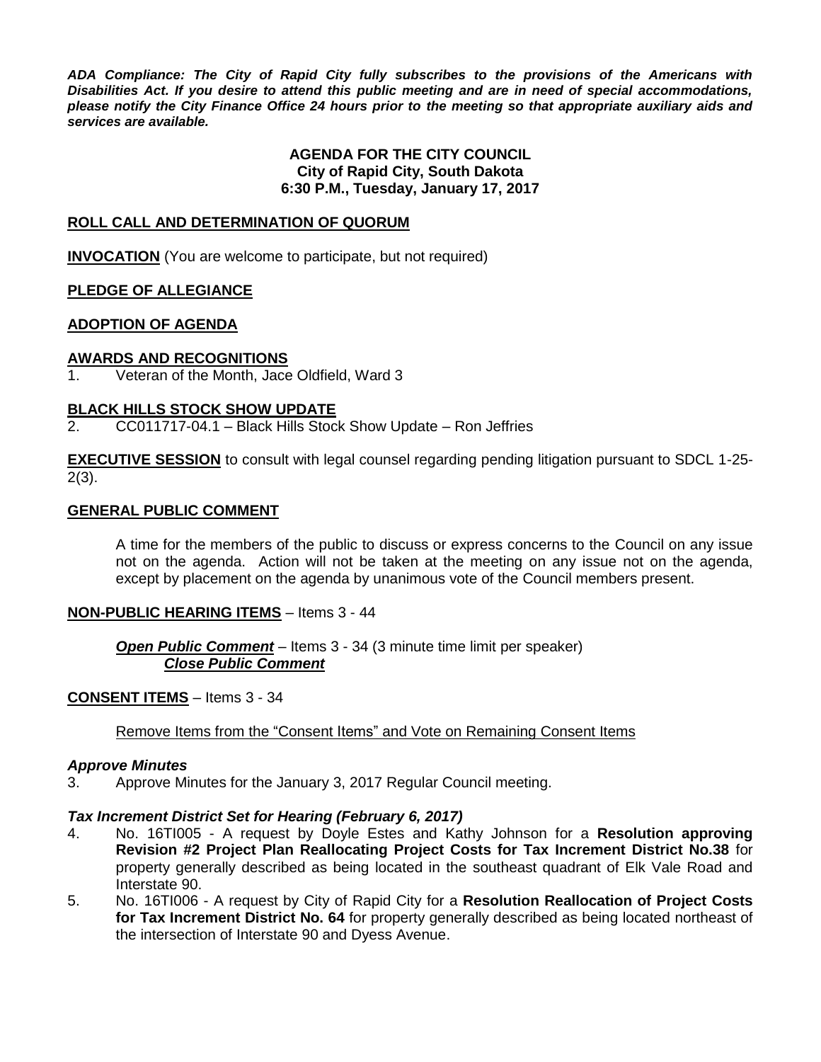***ADA Compliance: The City of Rapid City fully subscribes to the provisions of the Americans with Disabilities Act. If you desire to attend this public meeting and are in need of special accommodations, please notify the City Finance Office 24 hours prior to the meeting so that appropriate auxiliary aids and services are available.***

**AGENDA FOR THE CITY COUNCIL**
**City of Rapid City, South Dakota**
**6:30 P.M., Tuesday, January 17, 2017**

**ROLL CALL AND DETERMINATION OF QUORUM**

**INVOCATION** (You are welcome to participate, but not required)

**PLEDGE OF ALLEGIANCE**

**ADOPTION OF AGENDA**

**AWARDS AND RECOGNITIONS**

1. Veteran of the Month, Jace Oldfield, Ward 3

**BLACK HILLS STOCK SHOW UPDATE**

2. CC011717-04.1 – Black Hills Stock Show Update – Ron Jeffries

**EXECUTIVE SESSION** to consult with legal counsel regarding pending litigation pursuant to SDCL 1-25-2(3).

**GENERAL PUBLIC COMMENT**

A time for the members of the public to discuss or express concerns to the Council on any issue not on the agenda. Action will not be taken at the meeting on any issue not on the agenda, except by placement on the agenda by unanimous vote of the Council members present.

**NON-PUBLIC HEARING ITEMS** – Items 3 - 44

***Open Public Comment*** – Items 3 - 34 (3 minute time limit per speaker)
***Close Public Comment***

**CONSENT ITEMS** – Items 3 - 34

Remove Items from the "Consent Items" and Vote on Remaining Consent Items

***Approve Minutes***

3. Approve Minutes for the January 3, 2017 Regular Council meeting.

***Tax Increment District Set for Hearing (February 6, 2017)***

4. No. 16TI005 - A request by Doyle Estes and Kathy Johnson for a **Resolution approving Revision #2 Project Plan Reallocating Project Costs for Tax Increment District No.38** for property generally described as being located in the southeast quadrant of Elk Vale Road and Interstate 90.
5. No. 16TI006 - A request by City of Rapid City for a **Resolution Reallocation of Project Costs for Tax Increment District No. 64** for property generally described as being located northeast of the intersection of Interstate 90 and Dyess Avenue.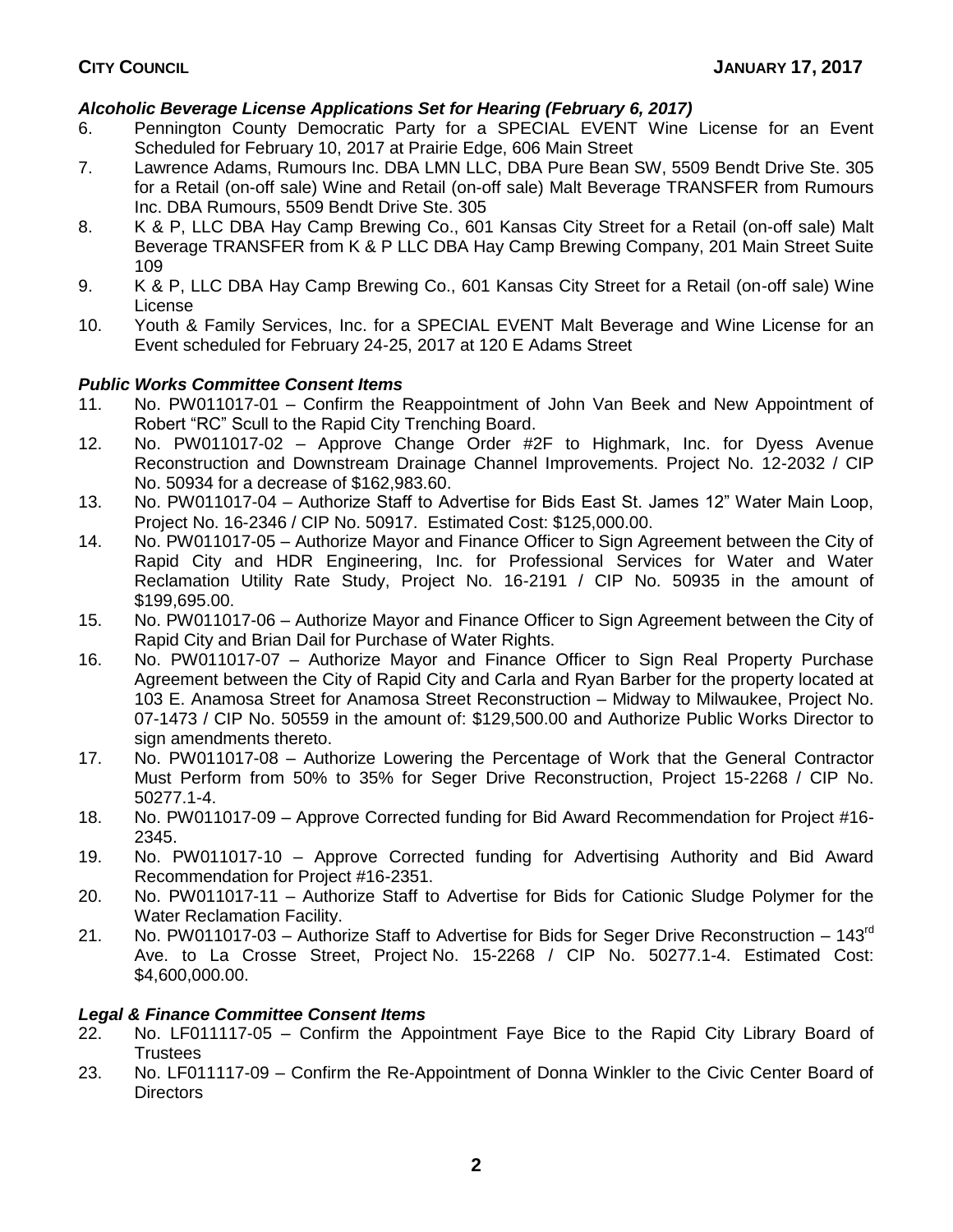### *Alcoholic Beverage License Applications Set for Hearing (February 6, 2017)*

6. Pennington County Democratic Party for a SPECIAL EVENT Wine License for an Event Scheduled for February 10, 2017 at Prairie Edge, 606 Main Street
7. Lawrence Adams, Rumours Inc. DBA LMN LLC, DBA Pure Bean SW, 5509 Bendt Drive Ste. 305 for a Retail (on-off sale) Wine and Retail (on-off sale) Malt Beverage TRANSFER from Rumours Inc. DBA Rumours, 5509 Bendt Drive Ste. 305
8. K & P, LLC DBA Hay Camp Brewing Co., 601 Kansas City Street for a Retail (on-off sale) Malt Beverage TRANSFER from K & P LLC DBA Hay Camp Brewing Company, 201 Main Street Suite 109
9. K & P, LLC DBA Hay Camp Brewing Co., 601 Kansas City Street for a Retail (on-off sale) Wine License
10. Youth & Family Services, Inc. for a SPECIAL EVENT Malt Beverage and Wine License for an Event scheduled for February 24-25, 2017 at 120 E Adams Street

### *Public Works Committee Consent Items*

11. No. PW011017-01 – Confirm the Reappointment of John Van Beek and New Appointment of Robert "RC" Scull to the Rapid City Trenching Board.
12. No. PW011017-02 – Approve Change Order #2F to Highmark, Inc. for Dyess Avenue Reconstruction and Downstream Drainage Channel Improvements. Project No. 12-2032 / CIP No. 50934 for a decrease of $162,983.60.
13. No. PW011017-04 – Authorize Staff to Advertise for Bids East St. James 12" Water Main Loop, Project No. 16-2346 / CIP No. 50917. Estimated Cost: $125,000.00.
14. No. PW011017-05 – Authorize Mayor and Finance Officer to Sign Agreement between the City of Rapid City and HDR Engineering, Inc. for Professional Services for Water and Water Reclamation Utility Rate Study, Project No. 16-2191 / CIP No. 50935 in the amount of $199,695.00.
15. No. PW011017-06 – Authorize Mayor and Finance Officer to Sign Agreement between the City of Rapid City and Brian Dail for Purchase of Water Rights.
16. No. PW011017-07 – Authorize Mayor and Finance Officer to Sign Real Property Purchase Agreement between the City of Rapid City and Carla and Ryan Barber for the property located at 103 E. Anamosa Street for Anamosa Street Reconstruction – Midway to Milwaukee, Project No. 07-1473 / CIP No. 50559 in the amount of: $129,500.00 and Authorize Public Works Director to sign amendments thereto.
17. No. PW011017-08 – Authorize Lowering the Percentage of Work that the General Contractor Must Perform from 50% to 35% for Seger Drive Reconstruction, Project 15-2268 / CIP No. 50277.1-4.
18. No. PW011017-09 – Approve Corrected funding for Bid Award Recommendation for Project #16-2345.
19. No. PW011017-10 – Approve Corrected funding for Advertising Authority and Bid Award Recommendation for Project #16-2351.
20. No. PW011017-11 – Authorize Staff to Advertise for Bids for Cationic Sludge Polymer for the Water Reclamation Facility.
21. No. PW011017-03 – Authorize Staff to Advertise for Bids for Seger Drive Reconstruction – 143rd Ave. to La Crosse Street, Project No. 15-2268 / CIP No. 50277.1-4. Estimated Cost: $4,600,000.00.

### *Legal & Finance Committee Consent Items*

22. No. LF011117-05 – Confirm the Appointment Faye Bice to the Rapid City Library Board of Trustees
23. No. LF011117-09 – Confirm the Re-Appointment of Donna Winkler to the Civic Center Board of Directors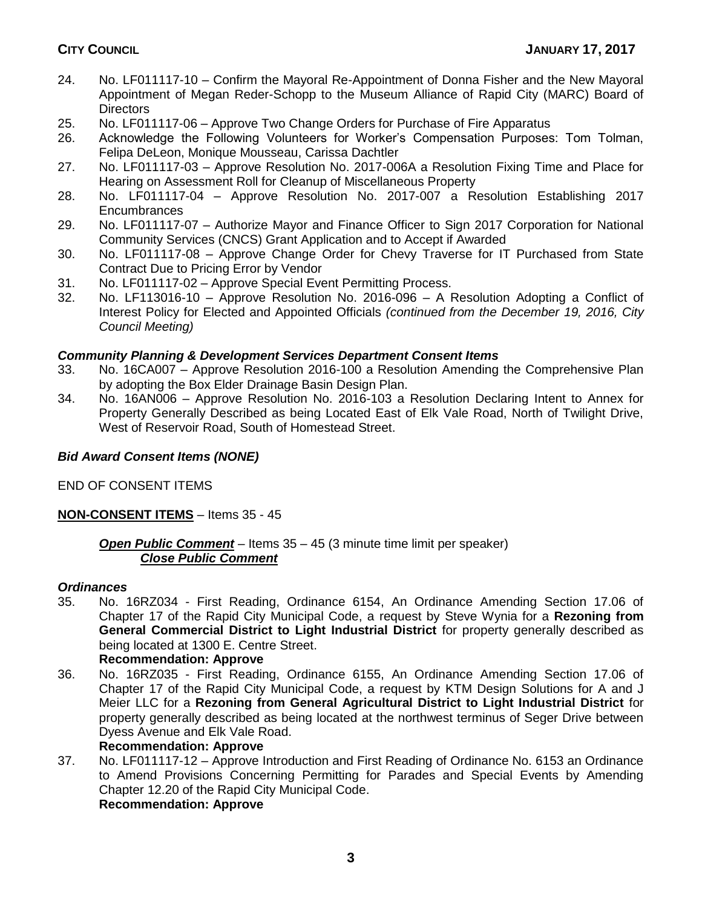24. No. LF011117-10 – Confirm the Mayoral Re-Appointment of Donna Fisher and the New Mayoral Appointment of Megan Reder-Schopp to the Museum Alliance of Rapid City (MARC) Board of Directors
25. No. LF011117-06 – Approve Two Change Orders for Purchase of Fire Apparatus
26. Acknowledge the Following Volunteers for Worker's Compensation Purposes: Tom Tolman, Felipa DeLeon, Monique Mousseau, Carissa Dachtler
27. No. LF011117-03 – Approve Resolution No. 2017-006A a Resolution Fixing Time and Place for Hearing on Assessment Roll for Cleanup of Miscellaneous Property
28. No. LF011117-04 – Approve Resolution No. 2017-007 a Resolution Establishing 2017 Encumbrances
29. No. LF011117-07 – Authorize Mayor and Finance Officer to Sign 2017 Corporation for National Community Services (CNCS) Grant Application and to Accept if Awarded
30. No. LF011117-08 – Approve Change Order for Chevy Traverse for IT Purchased from State Contract Due to Pricing Error by Vendor
31. No. LF011117-02 – Approve Special Event Permitting Process.
32. No. LF113016-10 – Approve Resolution No. 2016-096 – A Resolution Adopting a Conflict of Interest Policy for Elected and Appointed Officials *(continued from the December 19, 2016, City Council Meeting)*

***Community Planning & Development Services Department Consent Items***

33. No. 16CA007 – Approve Resolution 2016-100 a Resolution Amending the Comprehensive Plan by adopting the Box Elder Drainage Basin Design Plan.
34. No. 16AN006 – Approve Resolution No. 2016-103 a Resolution Declaring Intent to Annex for Property Generally Described as being Located East of Elk Vale Road, North of Twilight Drive, West of Reservoir Road, South of Homestead Street.

***Bid Award Consent Items (NONE)***

END OF CONSENT ITEMS

**NON-CONSENT ITEMS** – Items 35 - 45

***Open Public Comment*** – Items 35 – 45 (3 minute time limit per speaker)
***Close Public Comment***

***Ordinances***

35. No. 16RZ034 - First Reading, Ordinance 6154, An Ordinance Amending Section 17.06 of Chapter 17 of the Rapid City Municipal Code, a request by Steve Wynia for a **Rezoning from General Commercial District to Light Industrial District** for property generally described as being located at 1300 E. Centre Street.
**Recommendation: Approve**
36. No. 16RZ035 - First Reading, Ordinance 6155, An Ordinance Amending Section 17.06 of Chapter 17 of the Rapid City Municipal Code, a request by KTM Design Solutions for A and J Meier LLC for a **Rezoning from General Agricultural District to Light Industrial District** for property generally described as being located at the northwest terminus of Seger Drive between Dyess Avenue and Elk Vale Road.
**Recommendation: Approve**
37. No. LF011117-12 – Approve Introduction and First Reading of Ordinance No. 6153 an Ordinance to Amend Provisions Concerning Permitting for Parades and Special Events by Amending Chapter 12.20 of the Rapid City Municipal Code.
**Recommendation: Approve**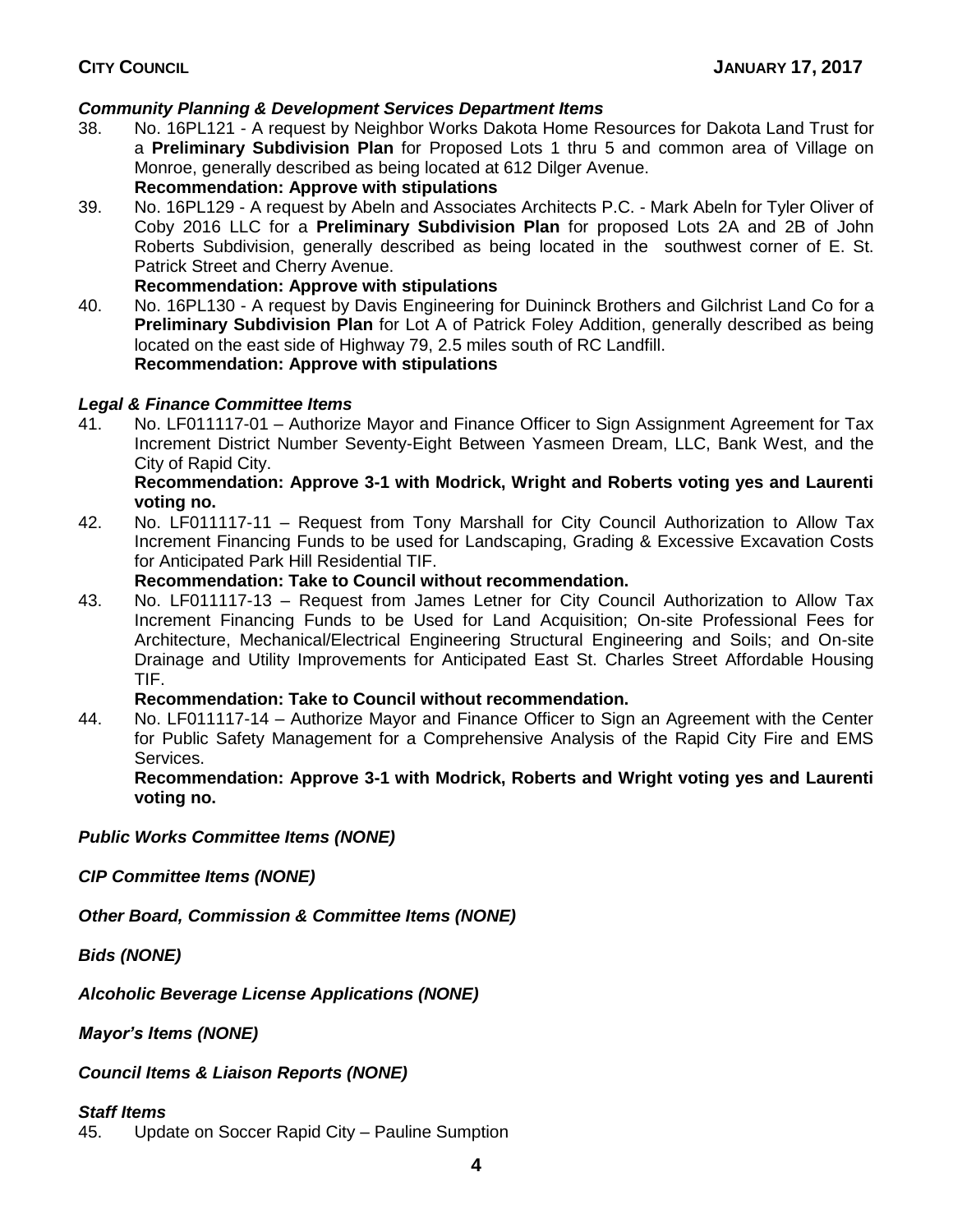***Community Planning & Development Services Department Items***

38. No. 16PL121 - A request by Neighbor Works Dakota Home Resources for Dakota Land Trust for a **Preliminary Subdivision Plan** for Proposed Lots 1 thru 5 and common area of Village on Monroe, generally described as being located at 612 Dilger Avenue.
    **Recommendation: Approve with stipulations**
39. No. 16PL129 - A request by Abeln and Associates Architects P.C. - Mark Abeln for Tyler Oliver of Coby 2016 LLC for a **Preliminary Subdivision Plan** for proposed Lots 2A and 2B of John Roberts Subdivision, generally described as being located in the southwest corner of E. St. Patrick Street and Cherry Avenue.
    **Recommendation: Approve with stipulations**
40. No. 16PL130 - A request by Davis Engineering for Duininck Brothers and Gilchrist Land Co for a **Preliminary Subdivision Plan** for Lot A of Patrick Foley Addition, generally described as being located on the east side of Highway 79, 2.5 miles south of RC Landfill.
    **Recommendation: Approve with stipulations**

***Legal & Finance Committee Items***

41. No. LF011117-01 – Authorize Mayor and Finance Officer to Sign Assignment Agreement for Tax Increment District Number Seventy-Eight Between Yasmeen Dream, LLC, Bank West, and the City of Rapid City.
    **Recommendation: Approve 3-1 with Modrick, Wright and Roberts voting yes and Laurenti voting no.**
42. No. LF011117-11 – Request from Tony Marshall for City Council Authorization to Allow Tax Increment Financing Funds to be used for Landscaping, Grading & Excessive Excavation Costs for Anticipated Park Hill Residential TIF.
    **Recommendation: Take to Council without recommendation.**
43. No. LF011117-13 – Request from James Letner for City Council Authorization to Allow Tax Increment Financing Funds to be Used for Land Acquisition; On-site Professional Fees for Architecture, Mechanical/Electrical Engineering Structural Engineering and Soils; and On-site Drainage and Utility Improvements for Anticipated East St. Charles Street Affordable Housing TIF.
    **Recommendation: Take to Council without recommendation.**
44. No. LF011117-14 – Authorize Mayor and Finance Officer to Sign an Agreement with the Center for Public Safety Management for a Comprehensive Analysis of the Rapid City Fire and EMS Services.
    **Recommendation: Approve 3-1 with Modrick, Roberts and Wright voting yes and Laurenti voting no.**

***Public Works Committee Items (NONE)***

***CIP Committee Items (NONE)***

***Other Board, Commission & Committee Items (NONE)***

***Bids (NONE)***

***Alcoholic Beverage License Applications (NONE)***

***Mayor's Items (NONE)***

***Council Items & Liaison Reports (NONE)***

***Staff Items***

45. Update on Soccer Rapid City – Pauline Sumption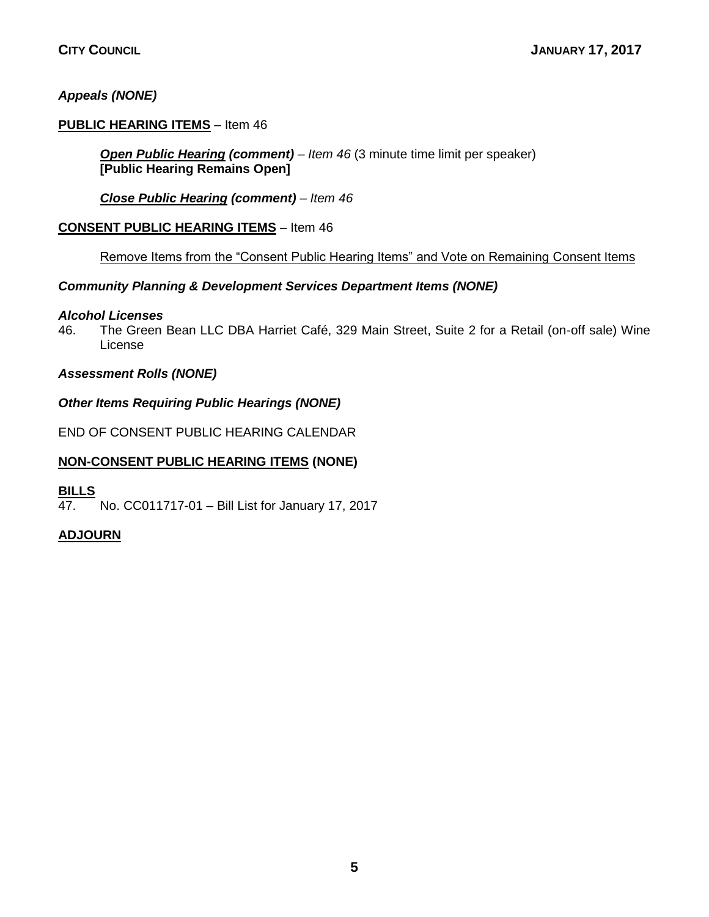***Appeals (NONE)***

**PUBLIC HEARING ITEMS** – Item 46

> ***Open Public Hearing (comment)*** – *Item 46* (3 minute time limit per speaker)
> **[Public Hearing Remains Open]**
>
> ***Close Public Hearing (comment)*** – *Item 46*

**CONSENT PUBLIC HEARING ITEMS** – Item 46

> Remove Items from the "Consent Public Hearing Items" and Vote on Remaining Consent Items

***Community Planning & Development Services Department Items (NONE)***

***Alcohol Licenses***

46. The Green Bean LLC DBA Harriet Café, 329 Main Street, Suite 2 for a Retail (on-off sale) Wine License

***Assessment Rolls (NONE)***

***Other Items Requiring Public Hearings (NONE)***

END OF CONSENT PUBLIC HEARING CALENDAR

**NON-CONSENT PUBLIC HEARING ITEMS (NONE)**

**BILLS**

47. No. CC011717-01 – Bill List for January 17, 2017

**ADJOURN**